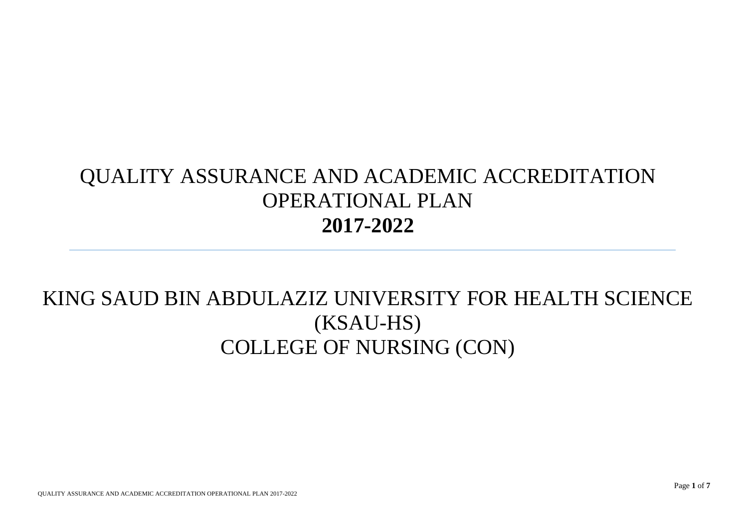# QUALITY ASSURANCE AND ACADEMIC ACCREDITATION OPERATIONAL PLAN

# **2017-2022**

---

## KING SAUD BIN ABDULAZIZ UNIVERSITY FOR HEALTH SCIENCE (KSAU-HS)

## COLLEGE OF NURSING (CON)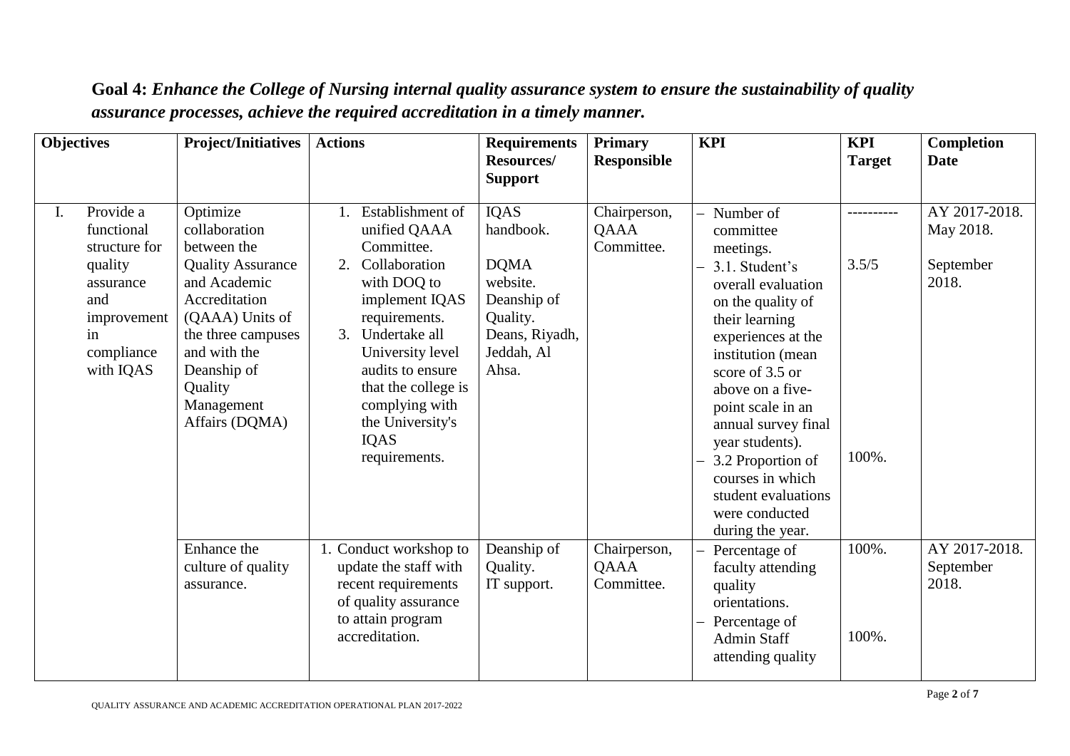**Goal 4:** ***Enhance the College of Nursing internal quality assurance system to ensure the sustainability of quality assurance processes, achieve the required accreditation in a timely manner.***

| Objectives | Project/Initiatives | Actions | Requirements Resources/ Support | Primary Responsible | KPI | KPI Target | Completion Date |
|---|---|---|---|---|---|---|---|
| I. Provide a functional structure for quality assurance and improvement in compliance with IQAS | Optimize collaboration between the Quality Assurance and Academic Accreditation (QAAA) Units of the three campuses and with the Deanship of Quality Management Affairs (DQMA) | 1. Establishment of unified QAAA Committee.<br>2. Collaboration with DOQ to implement IQAS requirements.<br>3. Undertake all University level audits to ensure that the college is complying with the University's IQAS requirements. | IQAS handbook.<br><br>DQMA website.<br>Deanship of Quality.<br>Deans, Riyadh, Jeddah, Al Ahsa. | Chairperson, QAAA Committee. | – Number of committee meetings.<br>– 3.1. Student's overall evaluation on the quality of their learning experiences at the institution (mean score of 3.5 or above on a five-point scale in an annual survey final year students).<br>– 3.2 Proportion of courses in which student evaluations were conducted during the year. | ----------<br><br>3.5/5<br><br>100%. | AY 2017-2018.<br>May 2018.<br><br>September 2018. |
| | Enhance the culture of quality assurance. | 1. Conduct workshop to update the staff with recent requirements of quality assurance to attain program accreditation. | Deanship of Quality.<br>IT support. | Chairperson, QAAA Committee. | – Percentage of faculty attending quality orientations.<br>– Percentage of Admin Staff attending quality | 100%.<br><br>100%. | AY 2017-2018.<br>September 2018. |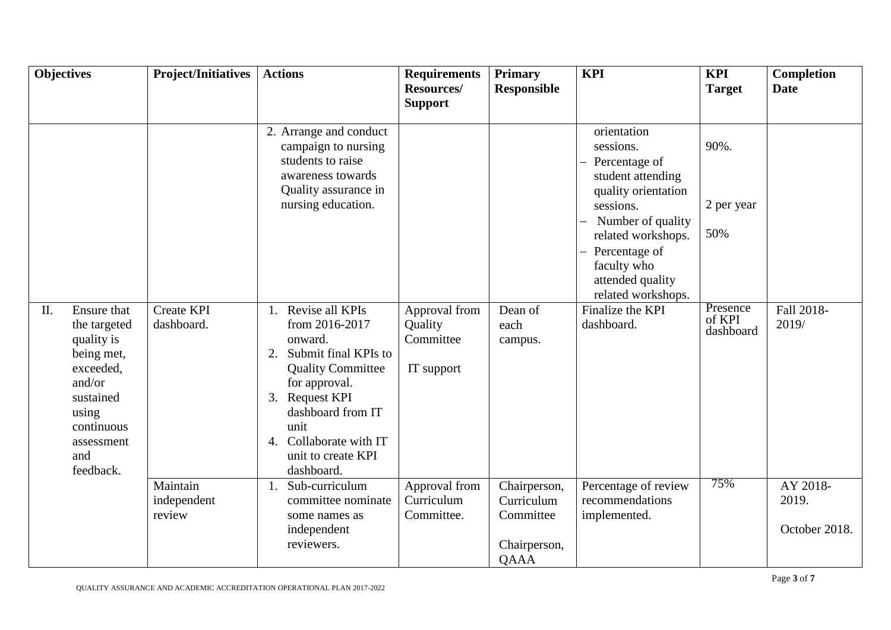| Objectives | Project/Initiatives | Actions | Requirements Resources/ Support | Primary Responsible | KPI | KPI Target | Completion Date |
|---|---|---|---|---|---|---|---|
| | | 2. Arrange and conduct campaign to nursing students to raise awareness towards Quality assurance in nursing education. | | | orientation sessions.<br>– Percentage of student attending quality orientation sessions.<br>– Number of quality related workshops.<br>– Percentage of faculty who attended quality related workshops. | 90%.<br><br>2 per year<br><br>50% | |
| II. Ensure that the targeted quality is being met, exceeded, and/or sustained using continuous assessment and feedback. | Create KPI dashboard. | 1. Revise all KPIs from 2016-2017 onward.<br>2. Submit final KPIs to Quality Committee for approval.<br>3. Request KPI dashboard from IT unit<br>4. Collaborate with IT unit to create KPI dashboard. | Approval from Quality Committee<br><br>IT support | Dean of each campus. | Finalize the KPI dashboard. | Presence of KPI dashboard | Fall 2018-2019/ |
| | Maintain independent review | 1. Sub-curriculum committee nominate some names as independent reviewers. | Approval from Curriculum Committee. | Chairperson, Curriculum Committee<br><br>Chairperson, QAAA | Percentage of review recommendations implemented. | 75% | AY 2018-2019.<br><br>October 2018. |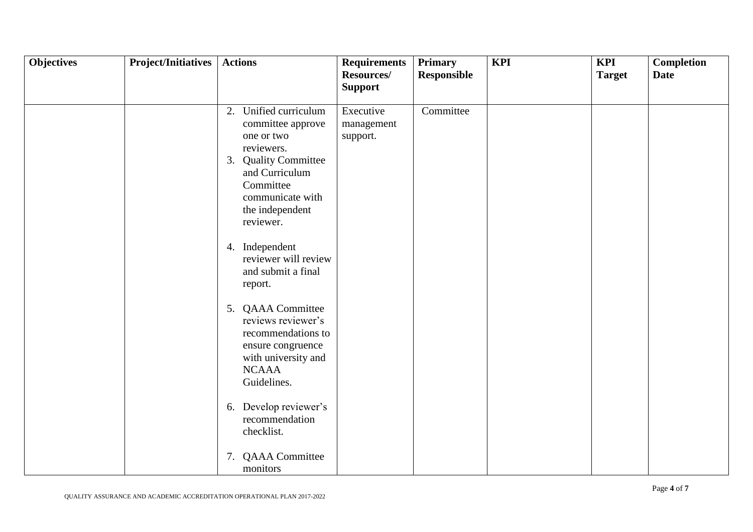| Objectives | Project/Initiatives | Actions | Requirements Resources/ Support | Primary Responsible | KPI | KPI Target | Completion Date |
|---|---|---|---|---|---|---|---|
| | | 2. Unified curriculum committee approve one or two reviewers.<br>3. Quality Committee and Curriculum Committee communicate with the independent reviewer.<br>4. Independent reviewer will review and submit a final report.<br>5. QAAA Committee reviews reviewer's recommendations to ensure congruence with university and NCAAA Guidelines.<br>6. Develop reviewer's recommendation checklist.<br>7. QAAA Committee monitors | Executive management support. | Committee | | | |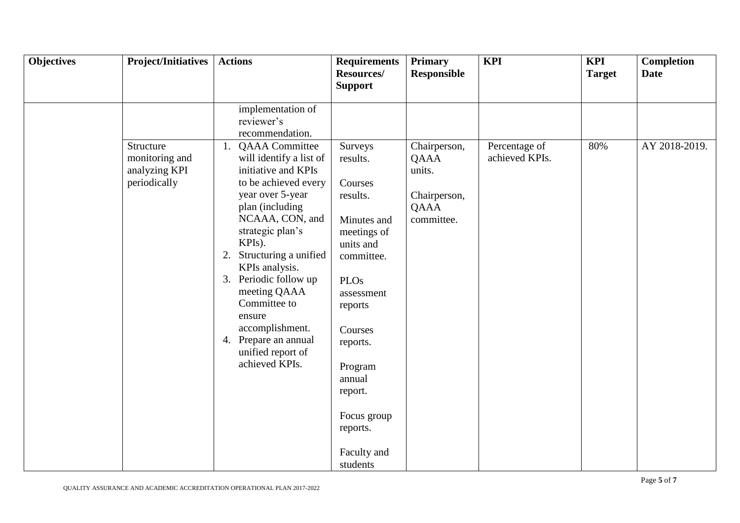| Objectives | Project/Initiatives | Actions | Requirements Resources/ Support | Primary Responsible | KPI | KPI Target | Completion Date |
|---|---|---|---|---|---|---|---|
| | | implementation of reviewer's recommendation. | | | | | |
| | Structure monitoring and analyzing KPI periodically | 1. QAAA Committee will identify a list of initiative and KPIs to be achieved every year over 5-year plan (including NCAAA, CON, and strategic plan's KPIs).<br>2. Structuring a unified KPIs analysis.<br>3. Periodic follow up meeting QAAA Committee to ensure accomplishment.<br>4. Prepare an annual unified report of achieved KPIs. | Surveys results.<br><br>Courses results.<br><br>Minutes and meetings of units and committee.<br><br>PLOs assessment reports<br><br>Courses reports.<br><br>Program annual report.<br><br>Focus group reports.<br><br>Faculty and students | Chairperson, QAAA units.<br><br>Chairperson, QAAA committee. | Percentage of achieved KPIs. | 80% | AY 2018-2019. |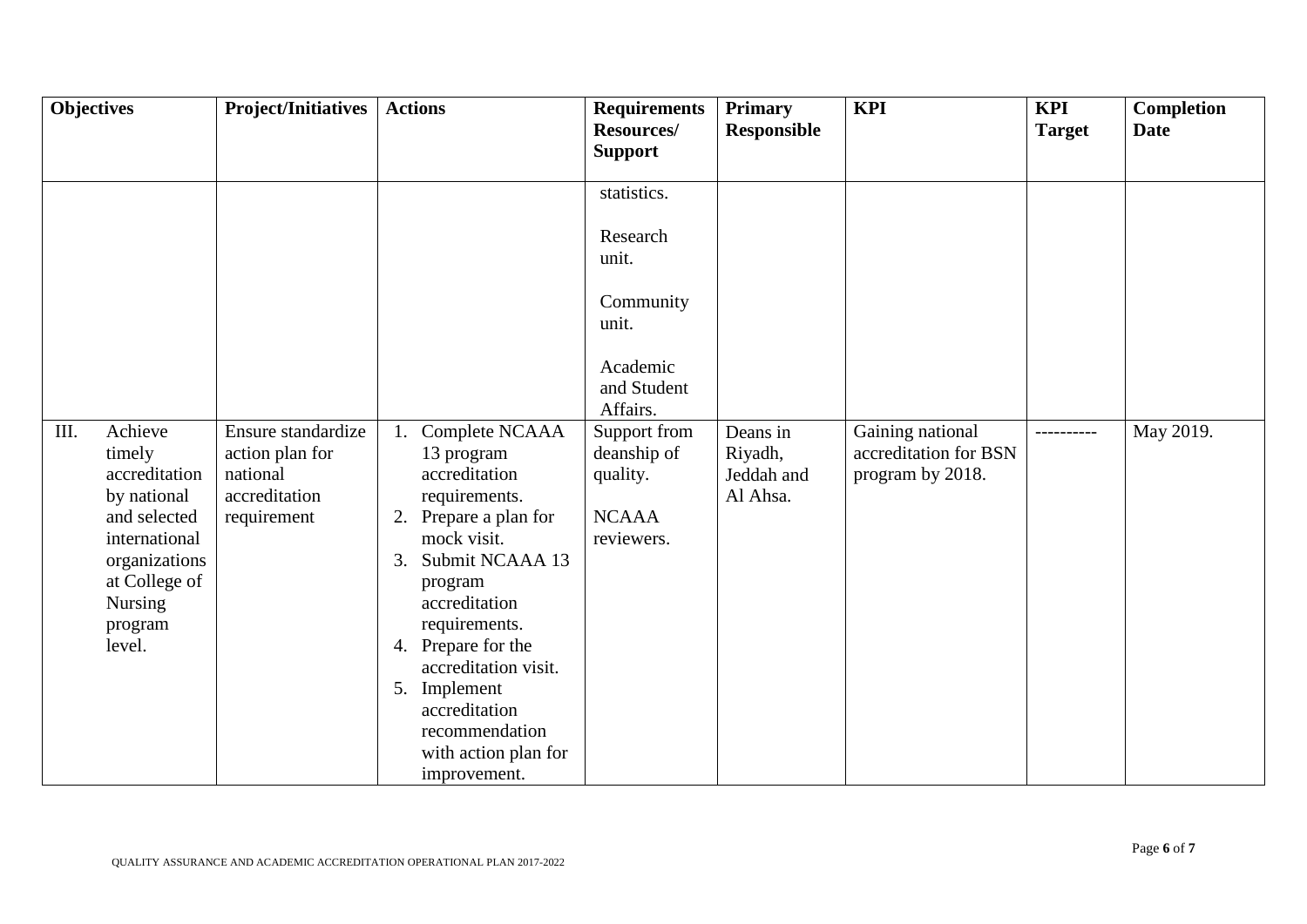| Objectives | Project/Initiatives | Actions | Requirements Resources/ Support | Primary Responsible | KPI | KPI Target | Completion Date |
|---|---|---|---|---|---|---|---|
| | | | statistics.<br><br>Research unit.<br><br>Community unit.<br><br>Academic and Student Affairs. | | | | |
| III. Achieve timely accreditation by national and selected international organizations at College of Nursing program level. | Ensure standardize action plan for national accreditation requirement | 1. Complete NCAAA 13 program accreditation requirements.<br>2. Prepare a plan for mock visit.<br>3. Submit NCAAA 13 program accreditation requirements.<br>4. Prepare for the accreditation visit.<br>5. Implement accreditation recommendation with action plan for improvement. | Support from deanship of quality.<br><br>NCAAA reviewers. | Deans in Riyadh, Jeddah and Al Ahsa. | Gaining national accreditation for BSN program by 2018. | ---------- | May 2019. |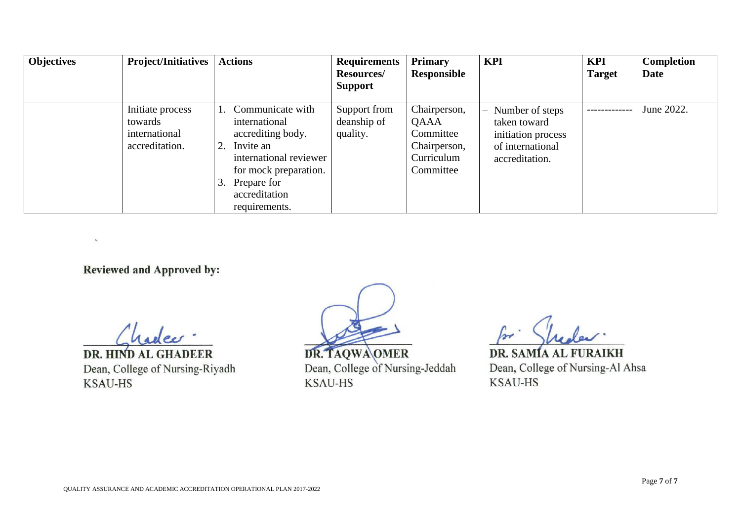| Objectives | Project/Initiatives | Actions | Requirements Resources/ Support | Primary Responsible | KPI | KPI Target | Completion Date |
|---|---|---|---|---|---|---|---|
| | Initiate process towards international accreditation. | 1. Communicate with international accrediting body. 2. Invite an international reviewer for mock preparation. 3. Prepare for accreditation requirements. | Support from deanship of quality. | Chairperson, QAAA Committee Chairperson, Curriculum Committee | – Number of steps taken toward initiation process of international accreditation. | ------------- | June 2022. |

**Reviewed and Approved by:**

**DR. HIND AL GHADEER**
Dean, College of Nursing-Riyadh
KSAU-HS

**DR. TAQWA OMER**
Dean, College of Nursing-Jeddah
KSAU-HS

**DR. SAMIA AL FURAIKH**
Dean, College of Nursing-Al Ahsa
KSAU-HS